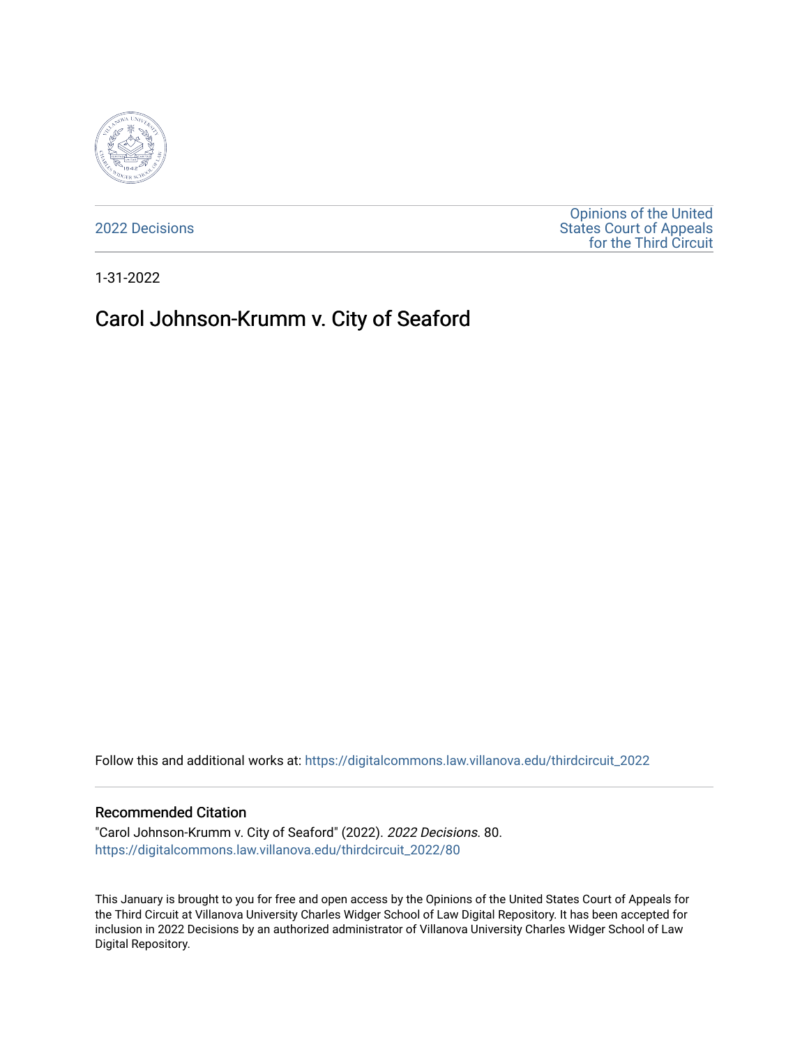2022 Decisions

Opinions of the United States Court of Appeals for the Third Circuit

1-31-2022

# Carol Johnson-Krumm v. City of Seaford

Follow this and additional works at: https://digitalcommons.law.villanova.edu/thirdcircuit_2022

## Recommended Citation

"Carol Johnson-Krumm v. City of Seaford" (2022). *2022 Decisions*. 80.
https://digitalcommons.law.villanova.edu/thirdcircuit_2022/80

This January is brought to you for free and open access by the Opinions of the United States Court of Appeals for the Third Circuit at Villanova University Charles Widger School of Law Digital Repository. It has been accepted for inclusion in 2022 Decisions by an authorized administrator of Villanova University Charles Widger School of Law Digital Repository.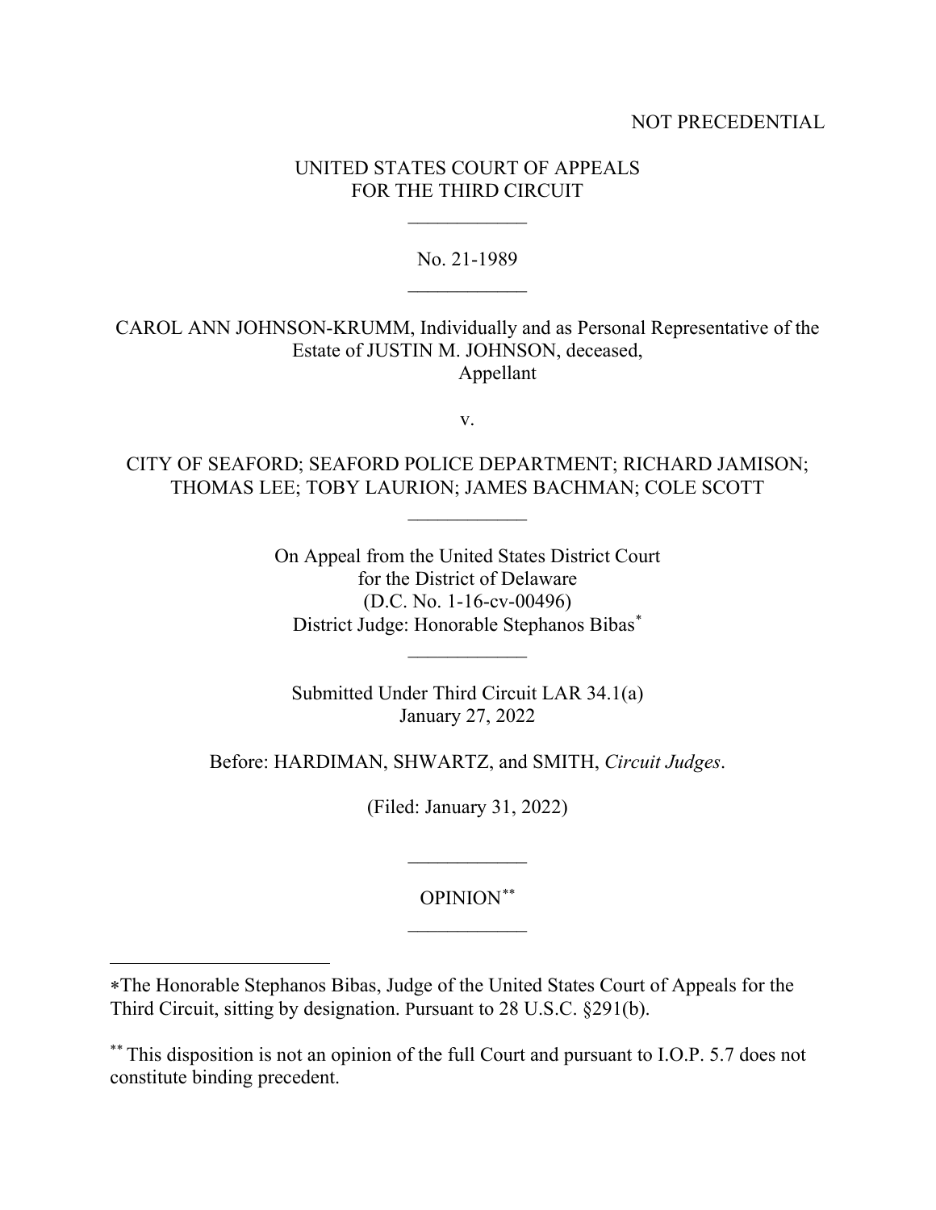NOT PRECEDENTIAL

UNITED STATES COURT OF APPEALS
FOR THE THIRD CIRCUIT

---

No. 21-1989

---

CAROL ANN JOHNSON-KRUMM, Individually and as Personal Representative of the Estate of JUSTIN M. JOHNSON, deceased,
Appellant

v.

CITY OF SEAFORD; SEAFORD POLICE DEPARTMENT; RICHARD JAMISON; THOMAS LEE; TOBY LAURION; JAMES BACHMAN; COLE SCOTT

---

On Appeal from the United States District Court
for the District of Delaware
(D.C. No. 1-16-cv-00496)
District Judge: Honorable Stephanos Bibas[*]

---

Submitted Under Third Circuit LAR 34.1(a)
January 27, 2022

Before: HARDIMAN, SHWARTZ, and SMITH, *Circuit Judges*.

(Filed: January 31, 2022)

---

OPINION[**]

---

[*]The Honorable Stephanos Bibas, Judge of the United States Court of Appeals for the Third Circuit, sitting by designation. Pursuant to 28 U.S.C. §291(b).

[**] This disposition is not an opinion of the full Court and pursuant to I.O.P. 5.7 does not constitute binding precedent.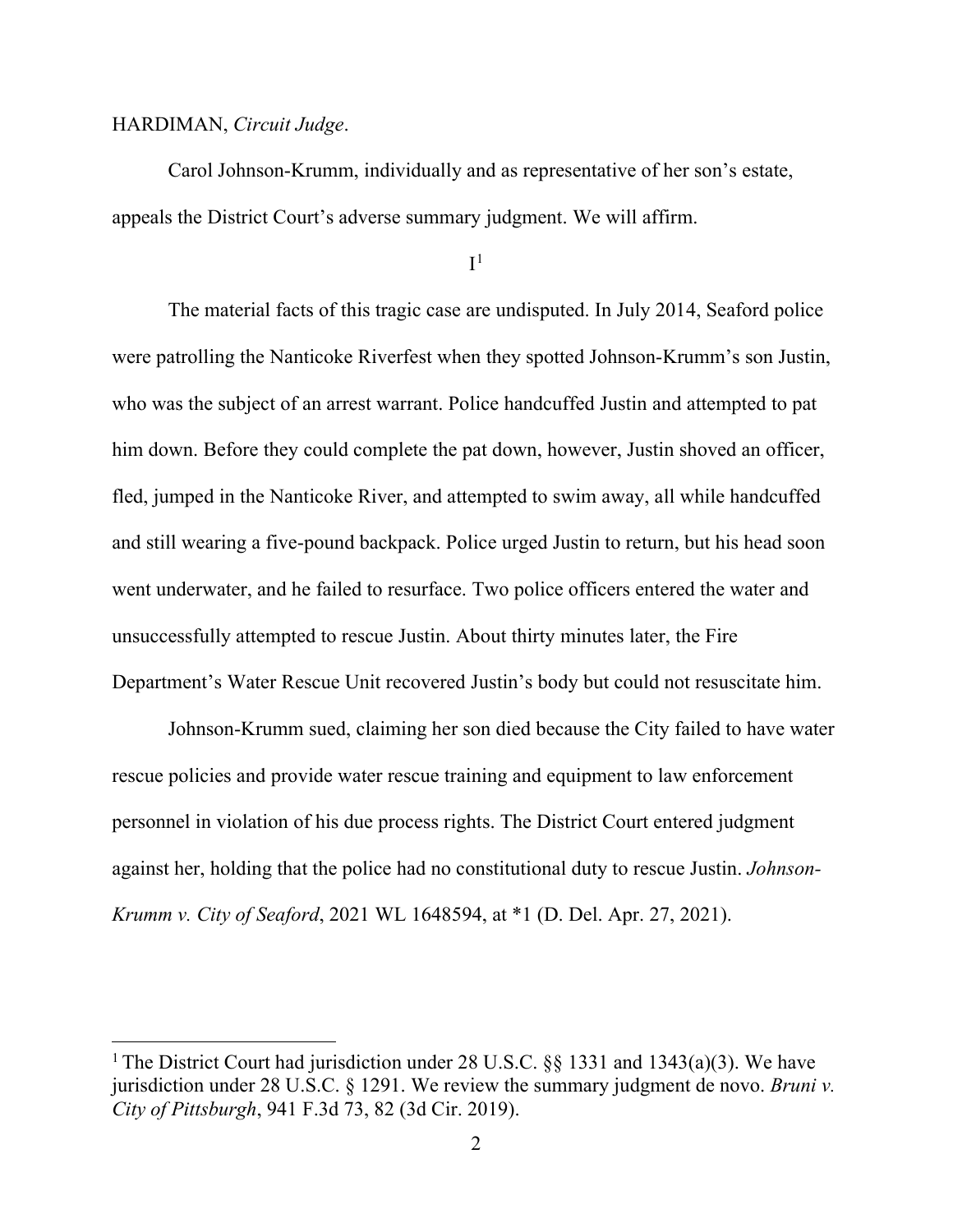HARDIMAN, *Circuit Judge*.

Carol Johnson-Krumm, individually and as representative of her son's estate, appeals the District Court's adverse summary judgment. We will affirm.

I[1]

The material facts of this tragic case are undisputed. In July 2014, Seaford police were patrolling the Nanticoke Riverfest when they spotted Johnson-Krumm's son Justin, who was the subject of an arrest warrant. Police handcuffed Justin and attempted to pat him down. Before they could complete the pat down, however, Justin shoved an officer, fled, jumped in the Nanticoke River, and attempted to swim away, all while handcuffed and still wearing a five-pound backpack. Police urged Justin to return, but his head soon went underwater, and he failed to resurface. Two police officers entered the water and unsuccessfully attempted to rescue Justin. About thirty minutes later, the Fire Department's Water Rescue Unit recovered Justin's body but could not resuscitate him.

Johnson-Krumm sued, claiming her son died because the City failed to have water rescue policies and provide water rescue training and equipment to law enforcement personnel in violation of his due process rights. The District Court entered judgment against her, holding that the police had no constitutional duty to rescue Justin. *Johnson-Krumm v. City of Seaford*, 2021 WL 1648594, at *1 (D. Del. Apr. 27, 2021).

---

[1] The District Court had jurisdiction under 28 U.S.C. §§ 1331 and 1343(a)(3). We have jurisdiction under 28 U.S.C. § 1291. We review the summary judgment de novo. *Bruni v. City of Pittsburgh*, 941 F.3d 73, 82 (3d Cir. 2019).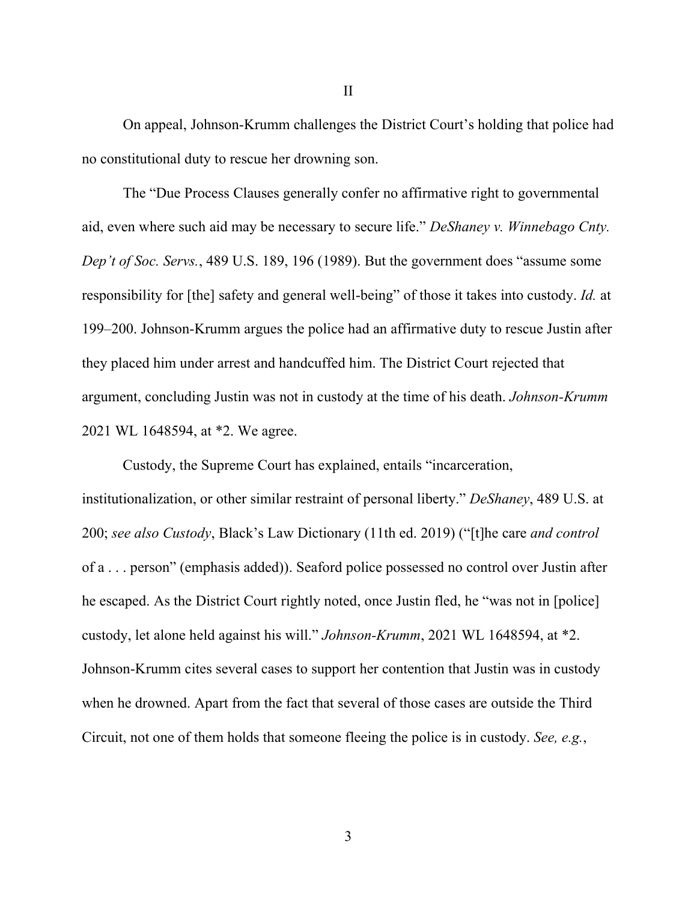## II

On appeal, Johnson-Krumm challenges the District Court's holding that police had no constitutional duty to rescue her drowning son.

The "Due Process Clauses generally confer no affirmative right to governmental aid, even where such aid may be necessary to secure life." *DeShaney v. Winnebago Cnty. Dep't of Soc. Servs.*, 489 U.S. 189, 196 (1989). But the government does "assume some responsibility for [the] safety and general well-being" of those it takes into custody. *Id.* at 199–200. Johnson-Krumm argues the police had an affirmative duty to rescue Justin after they placed him under arrest and handcuffed him. The District Court rejected that argument, concluding Justin was not in custody at the time of his death. *Johnson-Krumm* 2021 WL 1648594, at *2. We agree.

Custody, the Supreme Court has explained, entails "incarceration, institutionalization, or other similar restraint of personal liberty." *DeShaney*, 489 U.S. at 200; *see also Custody*, Black's Law Dictionary (11th ed. 2019) ("[t]he care *and control* of a . . . person" (emphasis added)). Seaford police possessed no control over Justin after he escaped. As the District Court rightly noted, once Justin fled, he "was not in [police] custody, let alone held against his will." *Johnson-Krumm*, 2021 WL 1648594, at *2. Johnson-Krumm cites several cases to support her contention that Justin was in custody when he drowned. Apart from the fact that several of those cases are outside the Third Circuit, not one of them holds that someone fleeing the police is in custody. *See, e.g.*,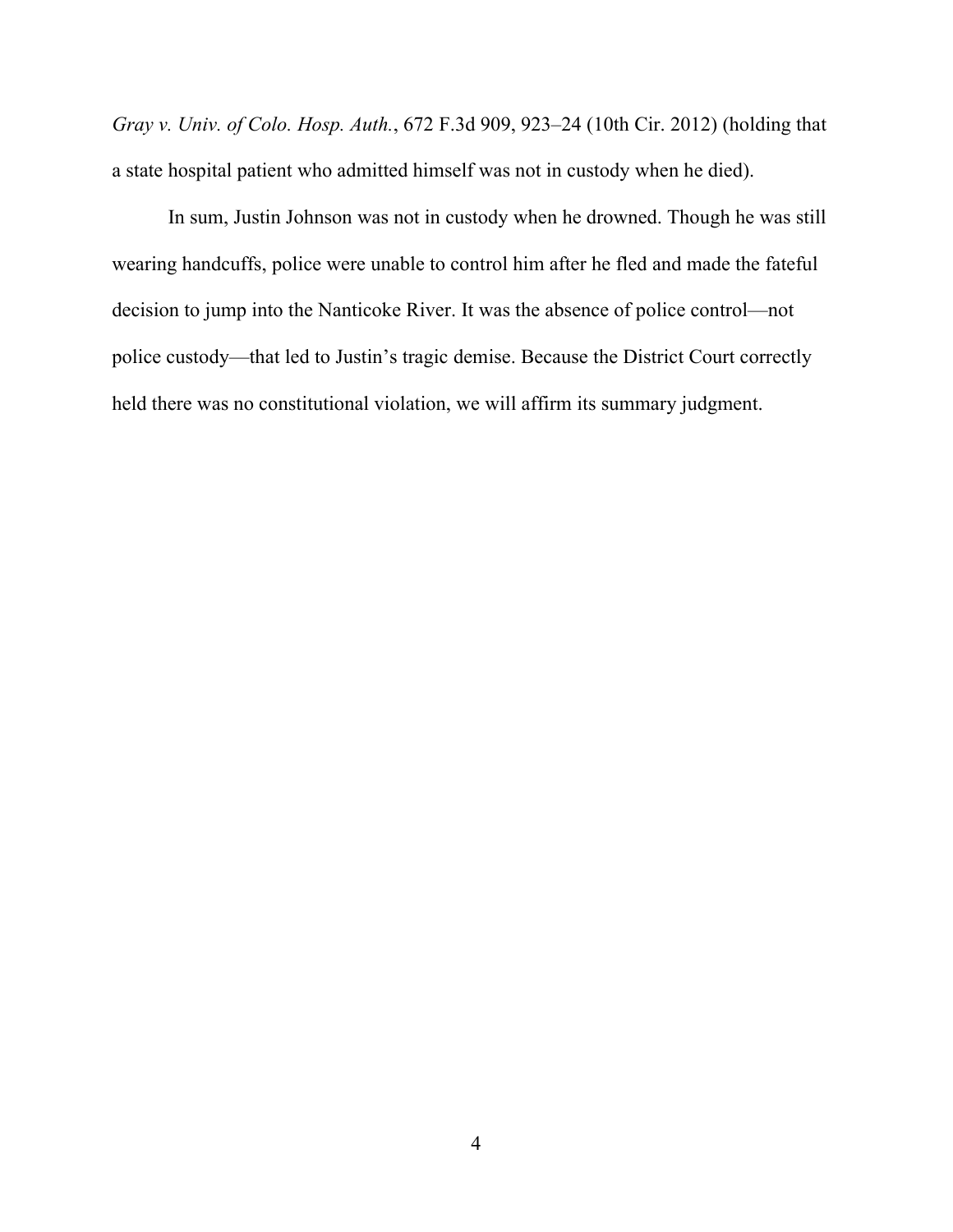*Gray v. Univ. of Colo. Hosp. Auth.*, 672 F.3d 909, 923–24 (10th Cir. 2012) (holding that a state hospital patient who admitted himself was not in custody when he died).

In sum, Justin Johnson was not in custody when he drowned. Though he was still wearing handcuffs, police were unable to control him after he fled and made the fateful decision to jump into the Nanticoke River. It was the absence of police control—not police custody—that led to Justin's tragic demise. Because the District Court correctly held there was no constitutional violation, we will affirm its summary judgment.